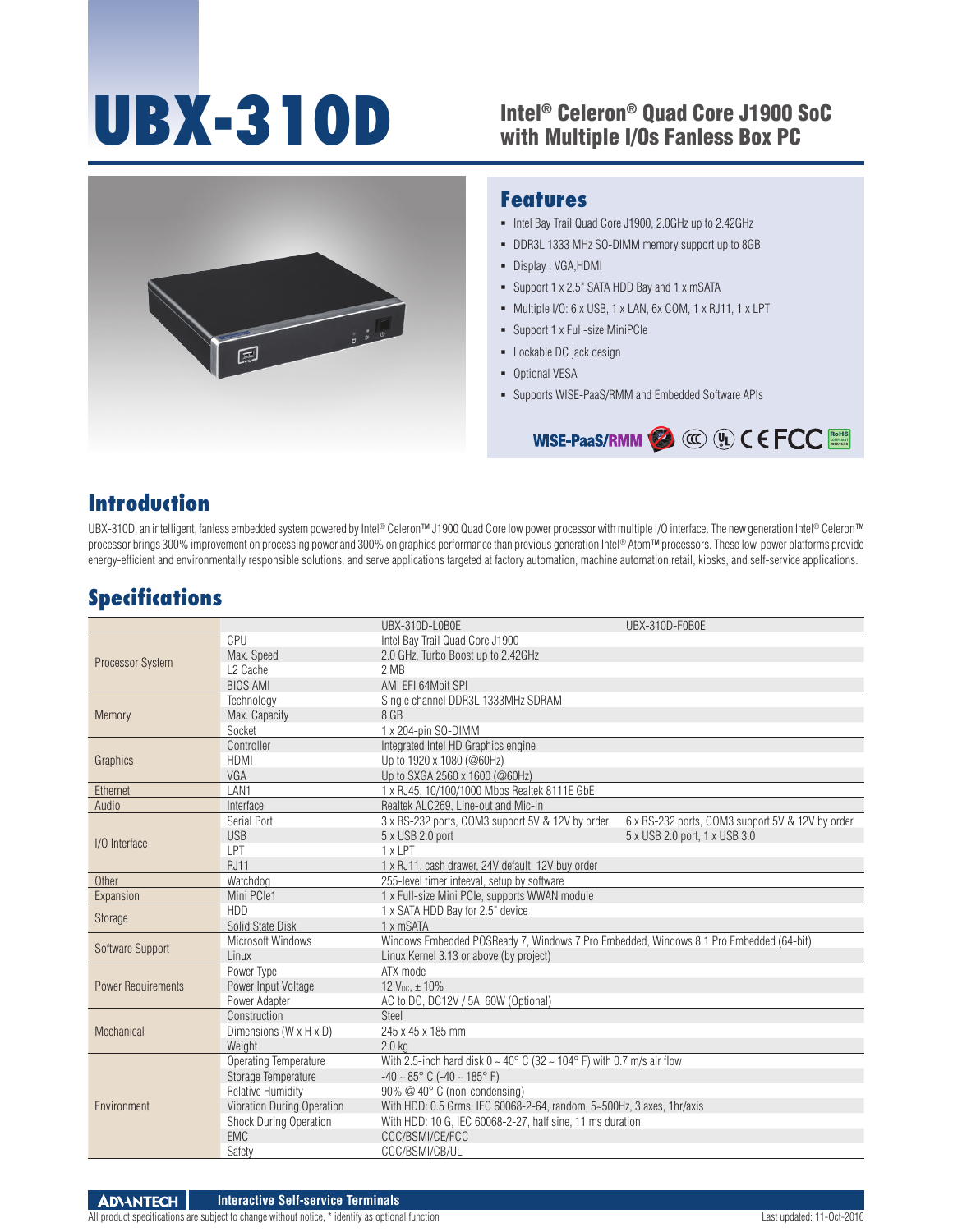# UBX-310D

## Intel® Celeron® Quad Core J1900 SoC with Multiple I/Os Fanless Box PC

## Features

- Intel Bay Trail Quad Core J1900, 2.0GHz up to 2.42GHz
- DDR3L 1333 MHz SO-DIMM memory support up to 8GB
- Display : VGA,HDMI
- Support 1 x 2.5" SATA HDD Bay and 1 x mSATA
- Multiple I/O: 6 x USB, 1 x LAN, 6x COM, 1 x RJ11, 1 x LPT
- Support 1 x Full-size MiniPCIe
- Lockable DC jack design
- Optional VESA
- Supports WISE-PaaS/RMM and Embedded Software APIs

## Introduction

UBX-310D, an intelligent, fanless embedded system powered by Intel® Celeron™ J1900 Quad Core low power processor with multiple I/O interface. The new generation Intel® Celeron™ processor brings 300% improvement on processing power and 300% on graphics performance than previous generation Intel® Atom™ processors. These low-power platforms provide energy-efficient and environmentally responsible solutions, and serve applications targeted at factory automation, machine automation,retail, kiosks, and self-service applications.

## Specifications

| | | UBX-310D-L0B0E | UBX-310D-F0B0E |
|---|---|---|---|
| Processor System | CPU | Intel Bay Trail Quad Core J1900 | |
| | Max. Speed | 2.0 GHz, Turbo Boost up to 2.42GHz | |
| | L2 Cache | 2 MB | |
| | BIOS AMI | AMI EFI 64Mbit SPI | |
| Memory | Technology | Single channel DDR3L 1333MHz SDRAM | |
| | Max. Capacity | 8 GB | |
| | Socket | 1 x 204-pin SO-DIMM | |
| Graphics | Controller | Integrated Intel HD Graphics engine | |
| | HDMI | Up to 1920 x 1080 (@60Hz) | |
| | VGA | Up to SXGA 2560 x 1600 (@60Hz) | |
| Ethernet | LAN1 | 1 x RJ45, 10/100/1000 Mbps Realtek 8111E GbE | |
| Audio | Interface | Realtek ALC269, Line-out and Mic-in | |
| I/O Interface | Serial Port | 3 x RS-232 ports, COM3 support 5V & 12V by order | 6 x RS-232 ports, COM3 support 5V & 12V by order |
| | USB | 5 x USB 2.0 port | 5 x USB 2.0 port, 1 x USB 3.0 |
| | LPT | 1 x LPT | |
| | RJ11 | 1 x RJ11, cash drawer, 24V default, 12V buy order | |
| Other | Watchdog | 255-level timer inteeval, setup by software | |
| Expansion | Mini PCIe1 | 1 x Full-size Mini PCIe, supports WWAN module | |
| Storage | HDD | 1 x SATA HDD Bay for 2.5" device | |
| | Solid State Disk | 1 x mSATA | |
| Software Support | Microsoft Windows | Windows Embedded POSReady 7, Windows 7 Pro Embedded, Windows 8.1 Pro Embedded (64-bit) | |
| | Linux | Linux Kernel 3.13 or above (by project) | |
| Power Requirements | Power Type | ATX mode | |
| | Power Input Voltage | 12 $V_{DC}$, ± 10% | |
| | Power Adapter | AC to DC, DC12V / 5A, 60W (Optional) | |
| Mechanical | Construction | Steel | |
| | Dimensions (W x H x D) | 245 x 45 x 185 mm | |
| | Weight | 2.0 kg | |
| Environment | Operating Temperature | With 2.5-inch hard disk 0 ~ 40° C (32 ~ 104° F) with 0.7 m/s air flow | |
| | Storage Temperature | -40 ~ 85° C (-40 ~ 185° F) | |
| | Relative Humidity | 90% @ 40° C (non-condensing) | |
| | Vibration During Operation | With HDD: 0.5 Grms, IEC 60068-2-64, random, 5~500Hz, 3 axes, 1hr/axis | |
| | Shock During Operation | With HDD: 10 G, IEC 60068-2-27, half sine, 11 ms duration | |
| | EMC | CCC/BSMI/CE/FCC | |
| | Safety | CCC/BSMI/CB/UL | |

All product specifications are subject to change without notice, * identify as optional function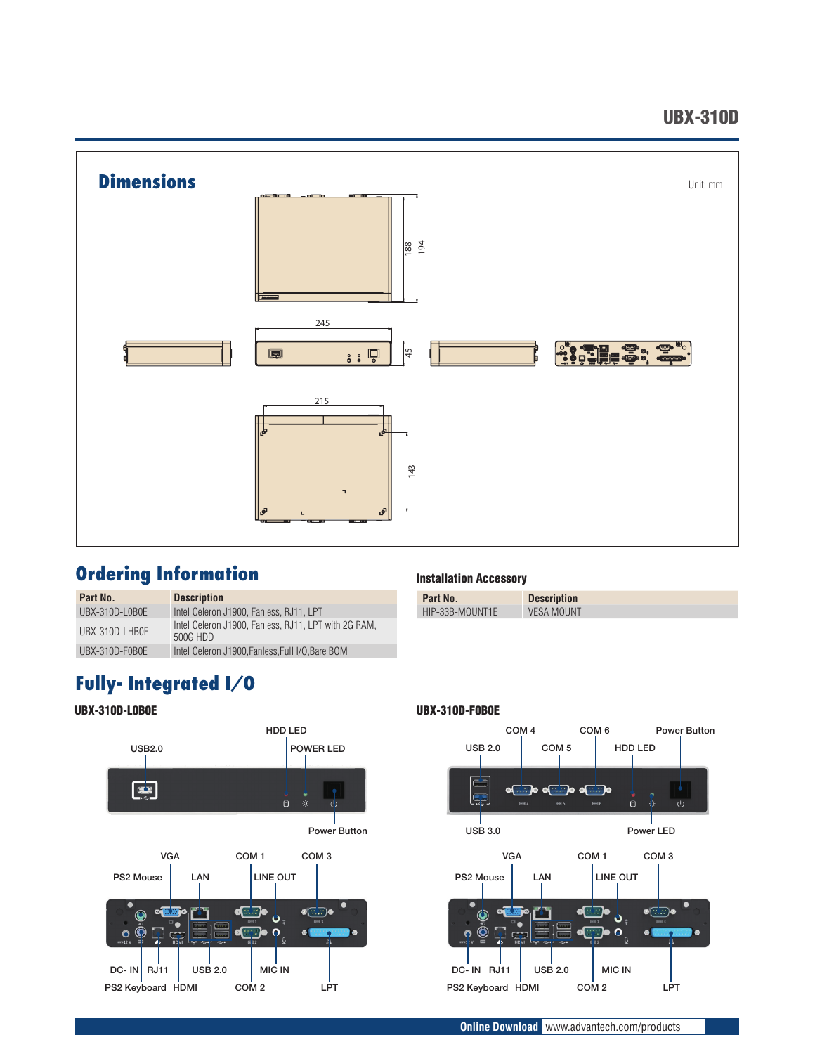## Dimensions

Unit: mm

188
194
245
45
215
143

## Ordering Information

| Part No. | Description |
|---|---|
| UBX-310D-L0B0E | Intel Celeron J1900, Fanless, RJ11, LPT |
| UBX-310D-LHB0E | Intel Celeron J1900, Fanless, RJ11, LPT with 2G RAM, 500G HDD |
| UBX-310D-F0B0E | Intel Celeron J1900,Fanless,Full I/O,Bare BOM |

### Installation Accessory

| Part No. | Description |
|---|---|
| HIP-33B-MOUNT1E | VESA MOUNT |

## Fully- Integrated I/O

### UBX-310D-L0B0E

HDD LED
USB2.0
POWER LED
Power Button

VGA
COM 1
COM 3
PS2 Mouse
LAN
LINE OUT
DC- IN
RJ11
USB 2.0
MIC IN
PS2 Keyboard
HDMI
COM 2
LPT

### UBX-310D-F0B0E

COM 4
COM 6
Power Button
USB 2.0
COM 5
HDD LED
USB 3.0
Power LED

VGA
COM 1
COM 3
PS2 Mouse
LAN
LINE OUT
DC- IN
RJ11
USB 2.0
MIC IN
PS2 Keyboard
HDMI
COM 2
LPT

**Online Download** www.advantech.com/products